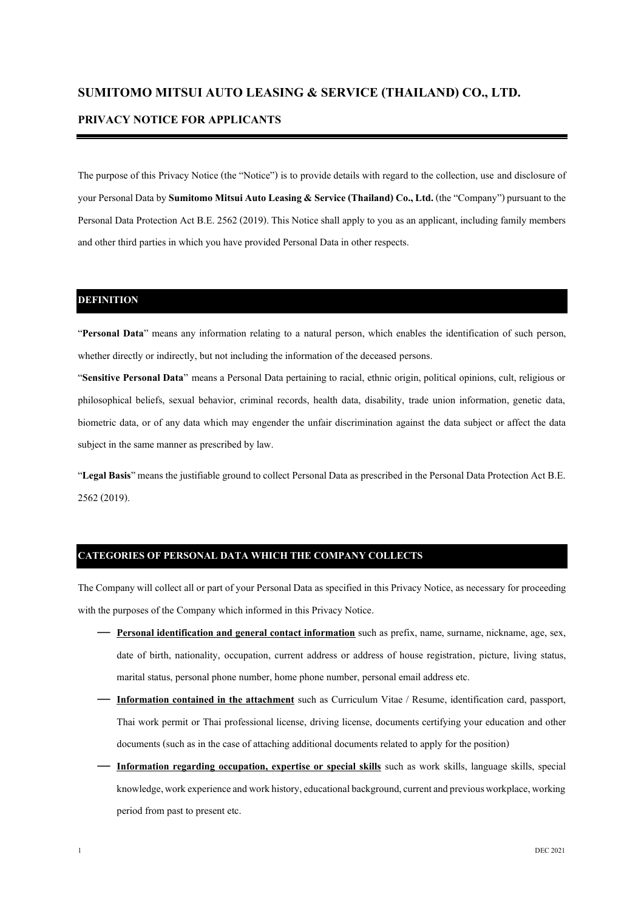# SUMITOMO MITSUI AUTO LEASING & SERVICE (THAILAND) CO., LTD.

## PRIVACY NOTICE FOR APPLICANTS

The purpose of this Privacy Notice (the "Notice") is to provide details with regard to the collection, use and disclosure of your Personal Data by **Sumitomo Mitsui Auto Leasing & Service (Thailand) Co., Ltd.** (the "Company") pursuant to the Personal Data Protection Act B.E. 2562 (2019). This Notice shall apply to you as an applicant, including family members and other third parties in which you have provided Personal Data in other respects.

## DEFINITION

"**Personal Data**" means any information relating to a natural person, which enables the identification of such person, whether directly or indirectly, but not including the information of the deceased persons.

"**Sensitive Personal Data**" means a Personal Data pertaining to racial, ethnic origin, political opinions, cult, religious or philosophical beliefs, sexual behavior, criminal records, health data, disability, trade union information, genetic data, biometric data, or of any data which may engender the unfair discrimination against the data subject or affect the data subject in the same manner as prescribed by law.

"**Legal Basis**" means the justifiable ground to collect Personal Data as prescribed in the Personal Data Protection Act B.E. 2562 (2019).

## CATEGORIES OF PERSONAL DATA WHICH THE COMPANY COLLECTS

The Company will collect all or part of your Personal Data as specified in this Privacy Notice, as necessary for proceeding with the purposes of the Company which informed in this Privacy Notice.

- **Personal identification and general contact information** such as prefix, name, surname, nickname, age, sex, date of birth, nationality, occupation, current address or address of house registration, picture, living status, marital status, personal phone number, home phone number, personal email address etc.
- **Information contained in the attachment** such as Curriculum Vitae / Resume, identification card, passport, Thai work permit or Thai professional license, driving license, documents certifying your education and other documents (such as in the case of attaching additional documents related to apply for the position)
- **Information regarding occupation, expertise or special skills** such as work skills, language skills, special knowledge, work experience and work history, educational background, current and previous workplace, working period from past to present etc.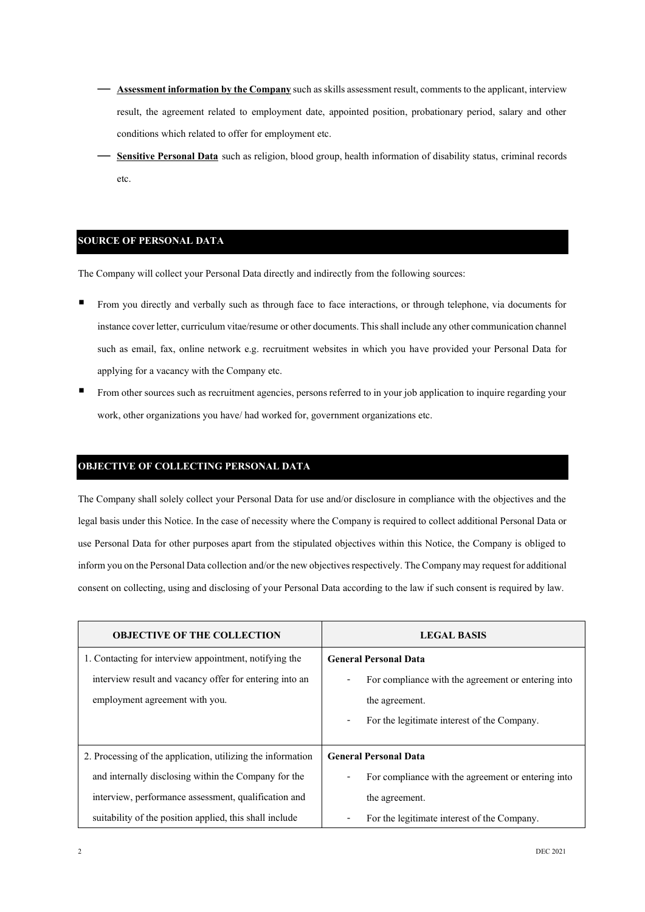- **Assessment information by the Company** such as skills assessment result, comments to the applicant, interview result, the agreement related to employment date, appointed position, probationary period, salary and other conditions which related to offer for employment etc.
- **Sensitive Personal Data** such as religion, blood group, health information of disability status, criminal records etc.

## SOURCE OF PERSONAL DATA

The Company will collect your Personal Data directly and indirectly from the following sources:

- From you directly and verbally such as through face to face interactions, or through telephone, via documents for instance cover letter, curriculum vitae/resume or other documents. This shall include any other communication channel such as email, fax, online network e.g. recruitment websites in which you have provided your Personal Data for applying for a vacancy with the Company etc.
- From other sources such as recruitment agencies, persons referred to in your job application to inquire regarding your work, other organizations you have/ had worked for, government organizations etc.

## OBJECTIVE OF COLLECTING PERSONAL DATA

The Company shall solely collect your Personal Data for use and/or disclosure in compliance with the objectives and the legal basis under this Notice. In the case of necessity where the Company is required to collect additional Personal Data or use Personal Data for other purposes apart from the stipulated objectives within this Notice, the Company is obliged to inform you on the Personal Data collection and/or the new objectives respectively. The Company may request for additional consent on collecting, using and disclosing of your Personal Data according to the law if such consent is required by law.

| OBJECTIVE OF THE COLLECTION | LEGAL BASIS |
| --- | --- |
| 1. Contacting for interview appointment, notifying the interview result and vacancy offer for entering into an employment agreement with you. | **General Personal Data**<br>- For compliance with the agreement or entering into the agreement.<br>- For the legitimate interest of the Company. |
| 2. Processing of the application, utilizing the information and internally disclosing within the Company for the interview, performance assessment, qualification and suitability of the position applied, this shall include | **General Personal Data**<br>- For compliance with the agreement or entering into the agreement.<br>- For the legitimate interest of the Company. |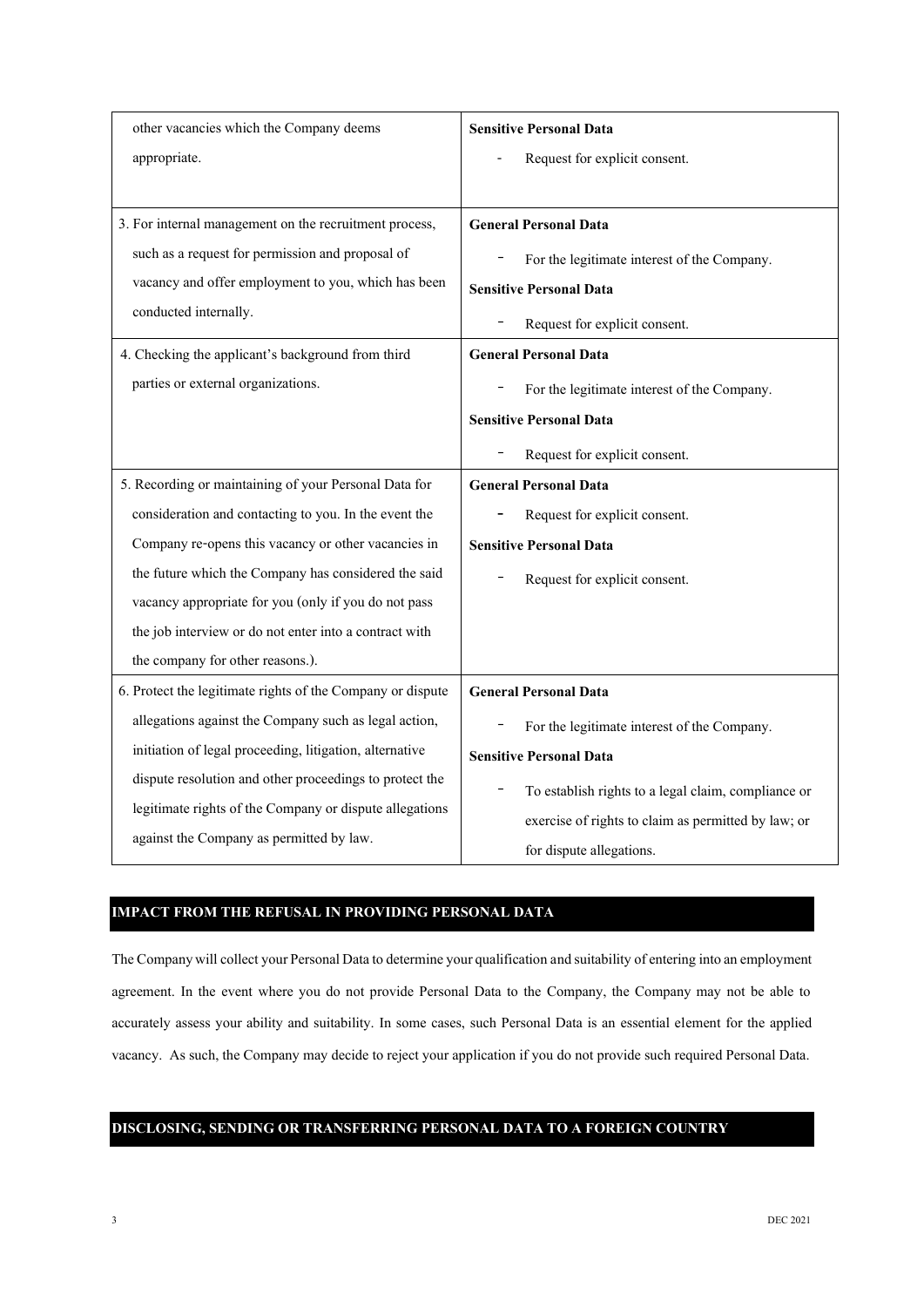| | |
|---|---|
| other vacancies which the Company deems appropriate. | **Sensitive Personal Data**<br>- Request for explicit consent. |
| 3. For internal management on the recruitment process, such as a request for permission and proposal of vacancy and offer employment to you, which has been conducted internally. | **General Personal Data**<br>- For the legitimate interest of the Company.<br>**Sensitive Personal Data**<br>- Request for explicit consent. |
| 4. Checking the applicant's background from third parties or external organizations. | **General Personal Data**<br>- For the legitimate interest of the Company.<br>**Sensitive Personal Data**<br>- Request for explicit consent. |
| 5. Recording or maintaining of your Personal Data for consideration and contacting to you. In the event the Company re-opens this vacancy or other vacancies in the future which the Company has considered the said vacancy appropriate for you (only if you do not pass the job interview or do not enter into a contract with the company for other reasons.). | **General Personal Data**<br>- Request for explicit consent.<br>**Sensitive Personal Data**<br>- Request for explicit consent. |
| 6. Protect the legitimate rights of the Company or dispute allegations against the Company such as legal action, initiation of legal proceeding, litigation, alternative dispute resolution and other proceedings to protect the legitimate rights of the Company or dispute allegations against the Company as permitted by law. | **General Personal Data**<br>- For the legitimate interest of the Company.<br>**Sensitive Personal Data**<br>- To establish rights to a legal claim, compliance or exercise of rights to claim as permitted by law; or for dispute allegations. |

## IMPACT FROM THE REFUSAL IN PROVIDING PERSONAL DATA

The Company will collect your Personal Data to determine your qualification and suitability of entering into an employment agreement. In the event where you do not provide Personal Data to the Company, the Company may not be able to accurately assess your ability and suitability. In some cases, such Personal Data is an essential element for the applied vacancy. As such, the Company may decide to reject your application if you do not provide such required Personal Data.

## DISCLOSING, SENDING OR TRANSFERRING PERSONAL DATA TO A FOREIGN COUNTRY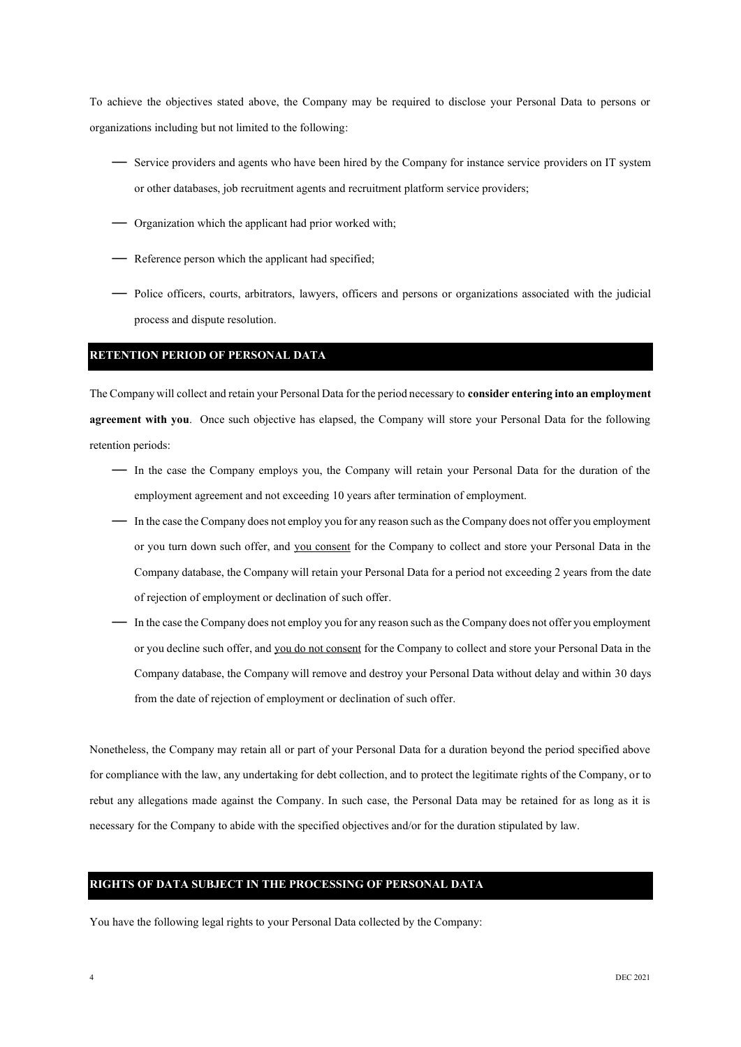To achieve the objectives stated above, the Company may be required to disclose your Personal Data to persons or organizations including but not limited to the following:

- Service providers and agents who have been hired by the Company for instance service providers on IT system or other databases, job recruitment agents and recruitment platform service providers;
- Organization which the applicant had prior worked with;
- Reference person which the applicant had specified;
- Police officers, courts, arbitrators, lawyers, officers and persons or organizations associated with the judicial process and dispute resolution.

## RETENTION PERIOD OF PERSONAL DATA

The Company will collect and retain your Personal Data for the period necessary to **consider entering into an employment agreement with you**. Once such objective has elapsed, the Company will store your Personal Data for the following retention periods:

- In the case the Company employs you, the Company will retain your Personal Data for the duration of the employment agreement and not exceeding 10 years after termination of employment.
- In the case the Company does not employ you for any reason such as the Company does not offer you employment or you turn down such offer, and <u>you consent</u> for the Company to collect and store your Personal Data in the Company database, the Company will retain your Personal Data for a period not exceeding 2 years from the date of rejection of employment or declination of such offer.
- In the case the Company does not employ you for any reason such as the Company does not offer you employment or you decline such offer, and <u>you do not consent</u> for the Company to collect and store your Personal Data in the Company database, the Company will remove and destroy your Personal Data without delay and within 30 days from the date of rejection of employment or declination of such offer.

Nonetheless, the Company may retain all or part of your Personal Data for a duration beyond the period specified above for compliance with the law, any undertaking for debt collection, and to protect the legitimate rights of the Company, or to rebut any allegations made against the Company. In such case, the Personal Data may be retained for as long as it is necessary for the Company to abide with the specified objectives and/or for the duration stipulated by law.

## RIGHTS OF DATA SUBJECT IN THE PROCESSING OF PERSONAL DATA

You have the following legal rights to your Personal Data collected by the Company: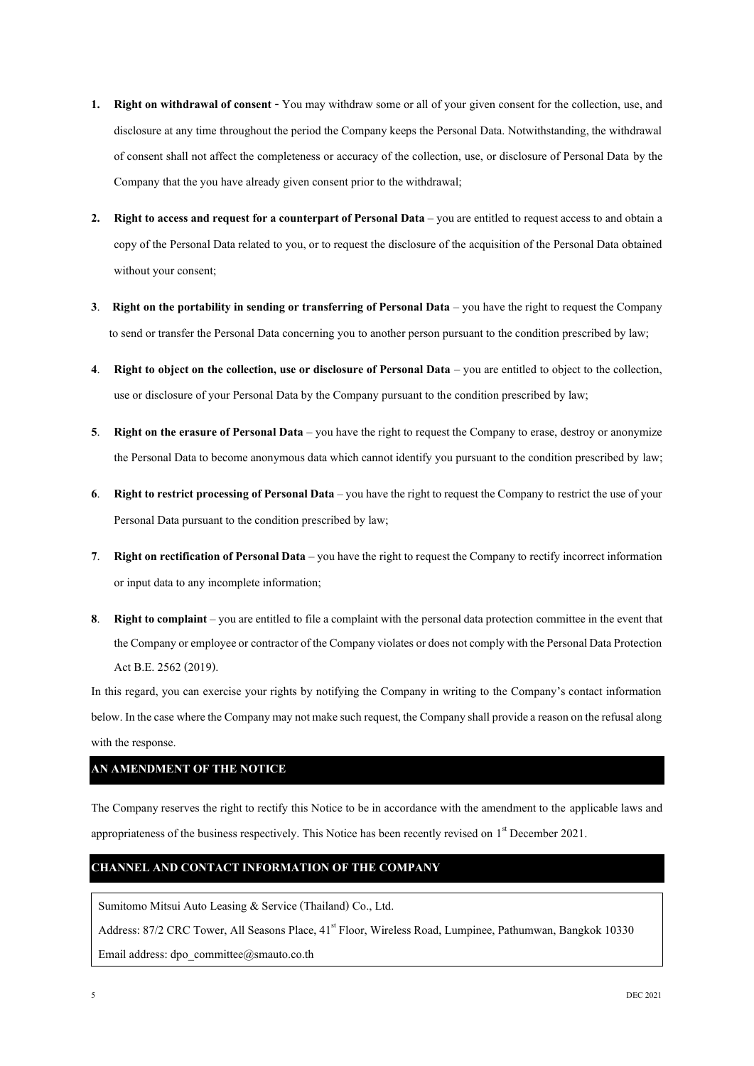1. **Right on withdrawal of consent** - You may withdraw some or all of your given consent for the collection, use, and disclosure at any time throughout the period the Company keeps the Personal Data. Notwithstanding, the withdrawal of consent shall not affect the completeness or accuracy of the collection, use, or disclosure of Personal Data by the Company that the you have already given consent prior to the withdrawal;

2. **Right to access and request for a counterpart of Personal Data** – you are entitled to request access to and obtain a copy of the Personal Data related to you, or to request the disclosure of the acquisition of the Personal Data obtained without your consent;

3. **Right on the portability in sending or transferring of Personal Data** – you have the right to request the Company to send or transfer the Personal Data concerning you to another person pursuant to the condition prescribed by law;

4. **Right to object on the collection, use or disclosure of Personal Data** – you are entitled to object to the collection, use or disclosure of your Personal Data by the Company pursuant to the condition prescribed by law;

5. **Right on the erasure of Personal Data** – you have the right to request the Company to erase, destroy or anonymize the Personal Data to become anonymous data which cannot identify you pursuant to the condition prescribed by law;

6. **Right to restrict processing of Personal Data** – you have the right to request the Company to restrict the use of your Personal Data pursuant to the condition prescribed by law;

7. **Right on rectification of Personal Data** – you have the right to request the Company to rectify incorrect information or input data to any incomplete information;

8. **Right to complaint** – you are entitled to file a complaint with the personal data protection committee in the event that the Company or employee or contractor of the Company violates or does not comply with the Personal Data Protection Act B.E. 2562 (2019).

In this regard, you can exercise your rights by notifying the Company in writing to the Company's contact information below. In the case where the Company may not make such request, the Company shall provide a reason on the refusal along with the response.

## AN AMENDMENT OF THE NOTICE

The Company reserves the right to rectify this Notice to be in accordance with the amendment to the applicable laws and appropriateness of the business respectively. This Notice has been recently revised on 1st December 2021.

## CHANNEL AND CONTACT INFORMATION OF THE COMPANY

Sumitomo Mitsui Auto Leasing & Service (Thailand) Co., Ltd.

Address: 87/2 CRC Tower, All Seasons Place, 41st Floor, Wireless Road, Lumpinee, Pathumwan, Bangkok 10330

Email address: dpo_committee@smauto.co.th